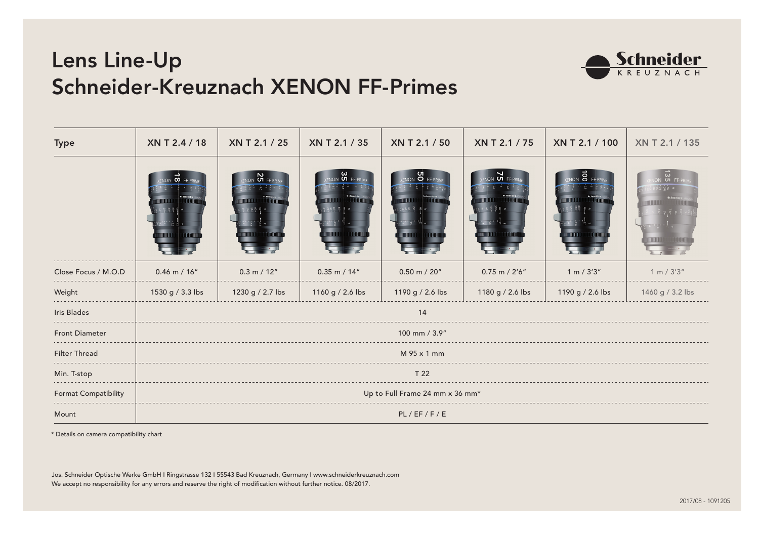# Lens Line-Up
# Schneider-Kreuznach XENON FF-Primes

| Type | XN T 2.4 / 18 | XN T 2.1 / 25 | XN T 2.1 / 35 | XN T 2.1 / 50 | XN T 2.1 / 75 | XN T 2.1 / 100 | XN T 2.1 / 135 |
|---|---|---|---|---|---|---|---|
| Close Focus / M.O.D | 0.46 m / 16″ | 0.3 m / 12″ | 0.35 m / 14″ | 0.50 m / 20″ | 0.75 m / 2′6″ | 1 m / 3′3″ | 1 m / 3′3″ |
| Weight | 1530 g / 3.3 lbs | 1230 g / 2.7 lbs | 1160 g / 2.6 lbs | 1190 g / 2.6 lbs | 1180 g / 2.6 lbs | 1190 g / 2.6 lbs | 1460 g / 3.2 lbs |
| Iris Blades | 14 | | | | | | |
| Front Diameter | 100 mm / 3.9″ | | | | | | |
| Filter Thread | M 95 x 1 mm | | | | | | |
| Min. T-stop | T 22 | | | | | | |
| Format Compatibility | Up to Full Frame 24 mm x 36 mm* | | | | | | |
| Mount | PL / EF / F / E | | | | | | |

* Details on camera compatibility chart

Jos. Schneider Optische Werke GmbH I Ringstrasse 132 I 55543 Bad Kreuznach, Germany I www.schneiderkreuznach.com
We accept no responsibility for any errors and reserve the right of modification without further notice. 08/2017.

2017/08 - 1091205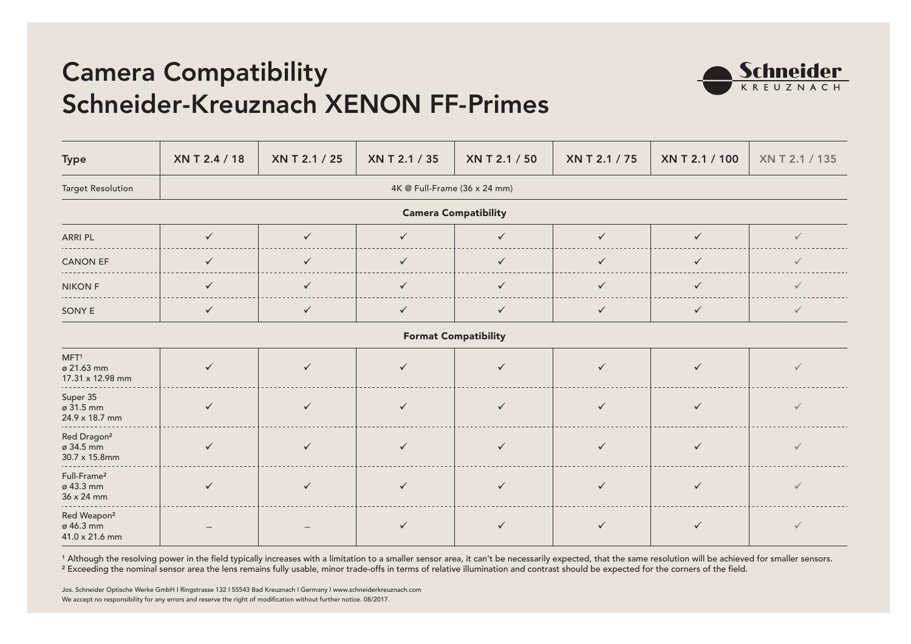# Camera Compatibility
# Schneider-Kreuznach XENON FF-Primes

| Type | XN T 2.4 / 18 | XN T 2.1 / 25 | XN T 2.1 / 35 | XN T 2.1 / 50 | XN T 2.1 / 75 | XN T 2.1 / 100 | XN T 2.1 / 135 |
|---|---|---|---|---|---|---|---|
| Target Resolution | 4K @ Full-Frame (36 x 24 mm) | | | | | | |
| **Camera Compatibility** | | | | | | | |
| ARRI PL | ✓ | ✓ | ✓ | ✓ | ✓ | ✓ | ✓ |
| CANON EF | ✓ | ✓ | ✓ | ✓ | ✓ | ✓ | ✓ |
| NIKON F | ✓ | ✓ | ✓ | ✓ | ✓ | ✓ | ✓ |
| SONY E | ✓ | ✓ | ✓ | ✓ | ✓ | ✓ | ✓ |
| **Format Compatibility** | | | | | | | |
| MFT[1] ø 21.63 mm 17.31 x 12.98 mm | ✓ | ✓ | ✓ | ✓ | ✓ | ✓ | ✓ |
| Super 35 ø 31.5 mm 24.9 x 18.7 mm | ✓ | ✓ | ✓ | ✓ | ✓ | ✓ | ✓ |
| Red Dragon[2] ø 34.5 mm 30.7 x 15.8mm | ✓ | ✓ | ✓ | ✓ | ✓ | ✓ | ✓ |
| Full-Frame[2] ø 43.3 mm 36 x 24 mm | ✓ | ✓ | ✓ | ✓ | ✓ | ✓ | ✓ |
| Red Weapon[2] ø 46.3 mm 41.0 x 21.6 mm | – | – | ✓ | ✓ | ✓ | ✓ | ✓ |

[1] Although the resolving power in the field typically increases with a limitation to a smaller sensor area, it can't be necessarily expected, that the same resolution will be achieved for smaller sensors.
[2] Exceeding the nominal sensor area the lens remains fully usable, minor trade-offs in terms of relative illumination and contrast should be expected for the corners of the field.

Jos. Schneider Optische Werke GmbH I Ringstrasse 132 I 55543 Bad Kreuznach I Germany I www.schneiderkreuznach.com
We accept no responsibility for any errors and reserve the right of modification without further notice. 08/2017.